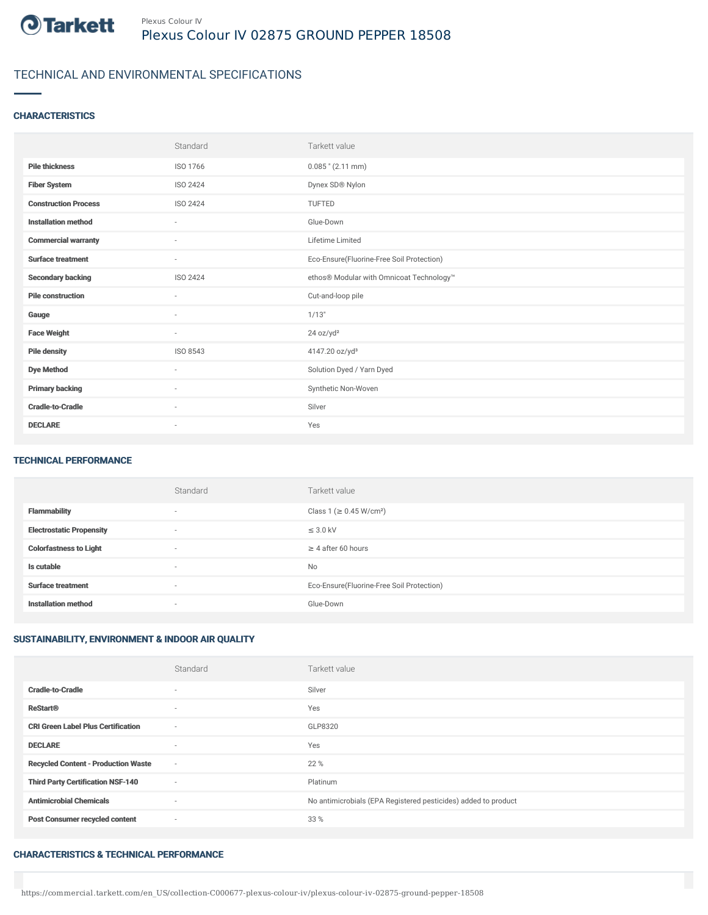Plexus Colour IV

# Plexus Colour IV 02875 GROUND PEPPER 18508

## TECHNICAL AND ENVIRONMENTAL SPECIFICATIONS

### CHARACTERISTICS

| | Standard | Tarkett value |
|---|---|---|
| **Pile thickness** | ISO 1766 | 0.085 " (2.11 mm) |
| **Fiber System** | ISO 2424 | Dynex SD® Nylon |
| **Construction Process** | ISO 2424 | TUFTED |
| **Installation method** | - | Glue-Down |
| **Commercial warranty** | - | Lifetime Limited |
| **Surface treatment** | - | Eco-Ensure(Fluorine-Free Soil Protection) |
| **Secondary backing** | ISO 2424 | ethos® Modular with Omnicoat Technology™ |
| **Pile construction** | - | Cut-and-loop pile |
| **Gauge** | - | 1/13" |
| **Face Weight** | - | 24 oz/yd² |
| **Pile density** | ISO 8543 | 4147.20 oz/yd³ |
| **Dye Method** | - | Solution Dyed / Yarn Dyed |
| **Primary backing** | - | Synthetic Non-Woven |
| **Cradle-to-Cradle** | - | Silver |
| **DECLARE** | - | Yes |

### TECHNICAL PERFORMANCE

| | Standard | Tarkett value |
|---|---|---|
| **Flammability** | - | Class 1 (≥ 0.45 W/cm²) |
| **Electrostatic Propensity** | - | ≤ 3.0 kV |
| **Colorfastness to Light** | - | ≥ 4 after 60 hours |
| **Is cutable** | - | No |
| **Surface treatment** | - | Eco-Ensure(Fluorine-Free Soil Protection) |
| **Installation method** | - | Glue-Down |

### SUSTAINABILITY, ENVIRONMENT & INDOOR AIR QUALITY

| | Standard | Tarkett value |
|---|---|---|
| **Cradle-to-Cradle** | - | Silver |
| **ReStart®** | - | Yes |
| **CRI Green Label Plus Certification** | - | GLP8320 |
| **DECLARE** | - | Yes |
| **Recycled Content - Production Waste** | - | 22 % |
| **Third Party Certification NSF-140** | - | Platinum |
| **Antimicrobial Chemicals** | - | No antimicrobials (EPA Registered pesticides) added to product |
| **Post Consumer recycled content** | - | 33 % |

### CHARACTERISTICS & TECHNICAL PERFORMANCE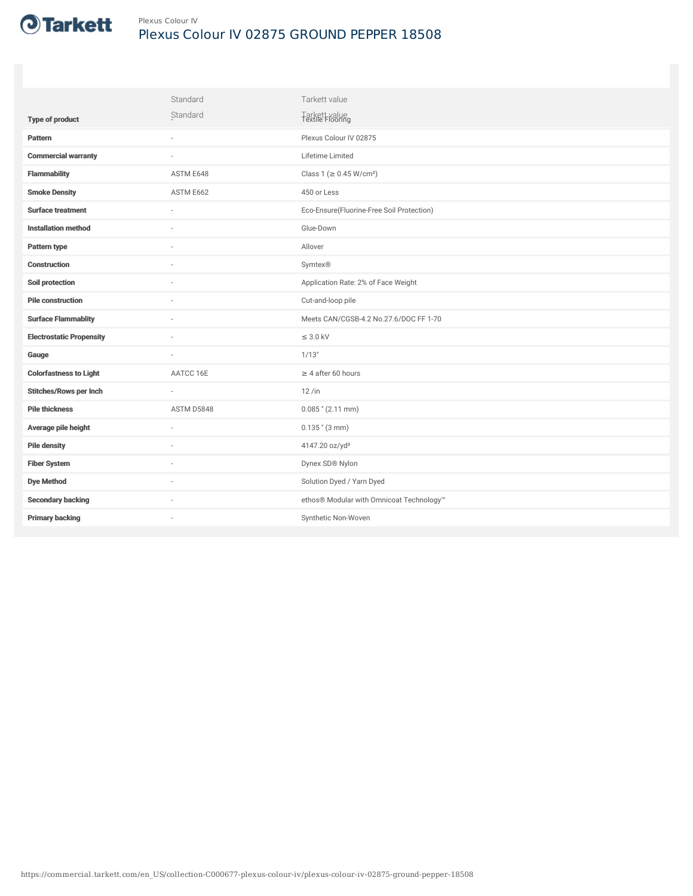Plexus Colour IV

# Plexus Colour IV 02875 GROUND PEPPER 18508

| | Standard | Tarkett value |
|---|---|---|
| **Type of product** | - | Textile Flooring |
| **Pattern** | - | Plexus Colour IV 02875 |
| **Commercial warranty** | - | Lifetime Limited |
| **Flammability** | ASTM E648 | Class 1 (≥ 0.45 W/cm²) |
| **Smoke Density** | ASTM E662 | 450 or Less |
| **Surface treatment** | - | Eco-Ensure(Fluorine-Free Soil Protection) |
| **Installation method** | - | Glue-Down |
| **Pattern type** | - | Allover |
| **Construction** | - | Symtex® |
| **Soil protection** | - | Application Rate: 2% of Face Weight |
| **Pile construction** | - | Cut-and-loop pile |
| **Surface Flammablity** | - | Meets CAN/CGSB-4.2 No.27.6/DOC FF 1-70 |
| **Electrostatic Propensity** | - | ≤ 3.0 kV |
| **Gauge** | - | 1/13" |
| **Colorfastness to Light** | AATCC 16E | ≥ 4 after 60 hours |
| **Stitches/Rows per Inch** | - | 12 /in |
| **Pile thickness** | ASTM D5848 | 0.085 " (2.11 mm) |
| **Average pile height** | - | 0.135 " (3 mm) |
| **Pile density** | - | 4147.20 oz/yd³ |
| **Fiber System** | - | Dynex SD® Nylon |
| **Dye Method** | - | Solution Dyed / Yarn Dyed |
| **Secondary backing** | - | ethos® Modular with Omnicoat Technology™ |
| **Primary backing** | - | Synthetic Non-Woven |